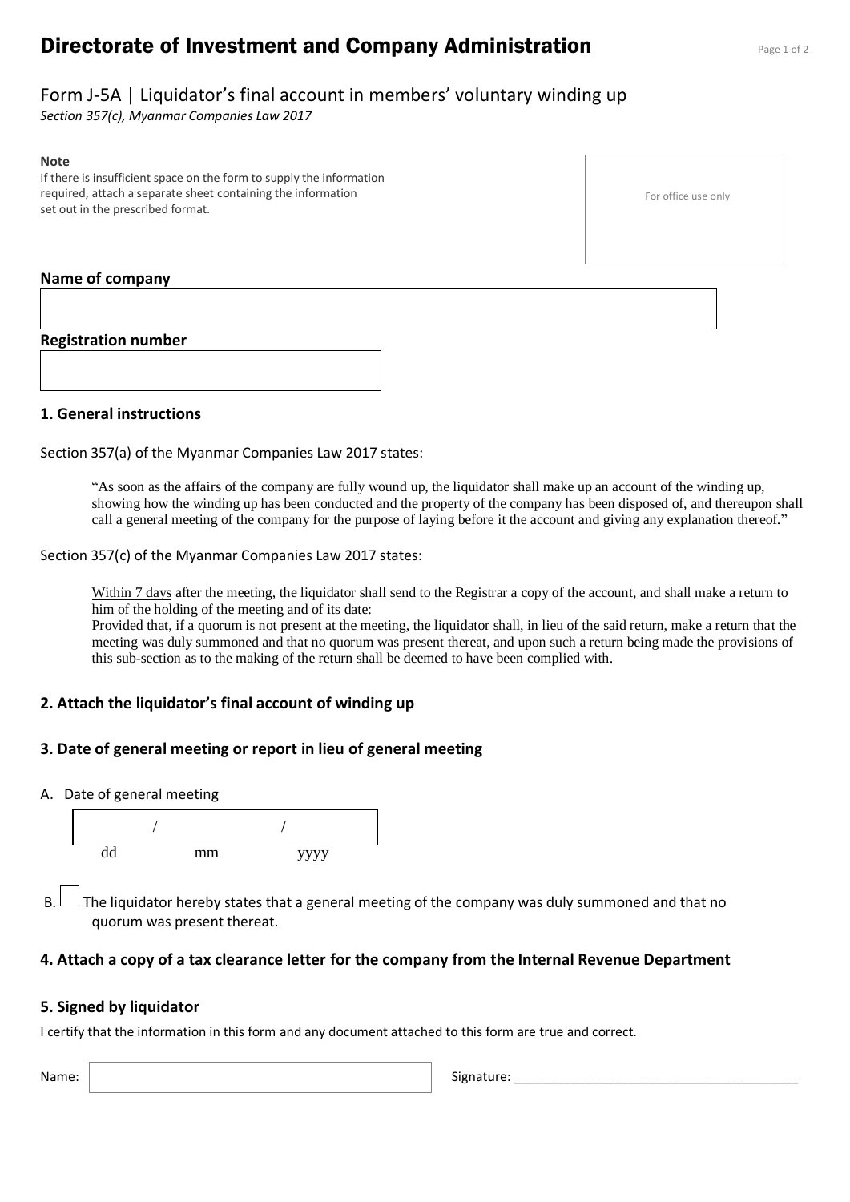# Directorate of Investment and Company Administration

## Form J-5A | Liquidator's final account in members' voluntary winding up

*Section 357(c), Myanmar Companies Law 2017*

**Note**
If there is insufficient space on the form to supply the information required, attach a separate sheet containing the information set out in the prescribed format.

For office use only

**Name of company**

**Registration number**

### 1. General instructions

Section 357(a) of the Myanmar Companies Law 2017 states:

> "As soon as the affairs of the company are fully wound up, the liquidator shall make up an account of the winding up, showing how the winding up has been conducted and the property of the company has been disposed of, and thereupon shall call a general meeting of the company for the purpose of laying before it the account and giving any explanation thereof."

Section 357(c) of the Myanmar Companies Law 2017 states:

> Within 7 days after the meeting, the liquidator shall send to the Registrar a copy of the account, and shall make a return to him of the holding of the meeting and of its date:
> Provided that, if a quorum is not present at the meeting, the liquidator shall, in lieu of the said return, make a return that the meeting was duly summoned and that no quorum was present thereat, and upon such a return being made the provisions of this sub-section as to the making of the return shall be deemed to have been complied with.

### 2. Attach the liquidator's final account of winding up

### 3. Date of general meeting or report in lieu of general meeting

A. Date of general meeting

/ /
dd mm yyyy

B. ☐ The liquidator hereby states that a general meeting of the company was duly summoned and that no quorum was present thereat.

### 4. Attach a copy of a tax clearance letter for the company from the Internal Revenue Department

### 5. Signed by liquidator

I certify that the information in this form and any document attached to this form are true and correct.

Name: Signature: ________________________________________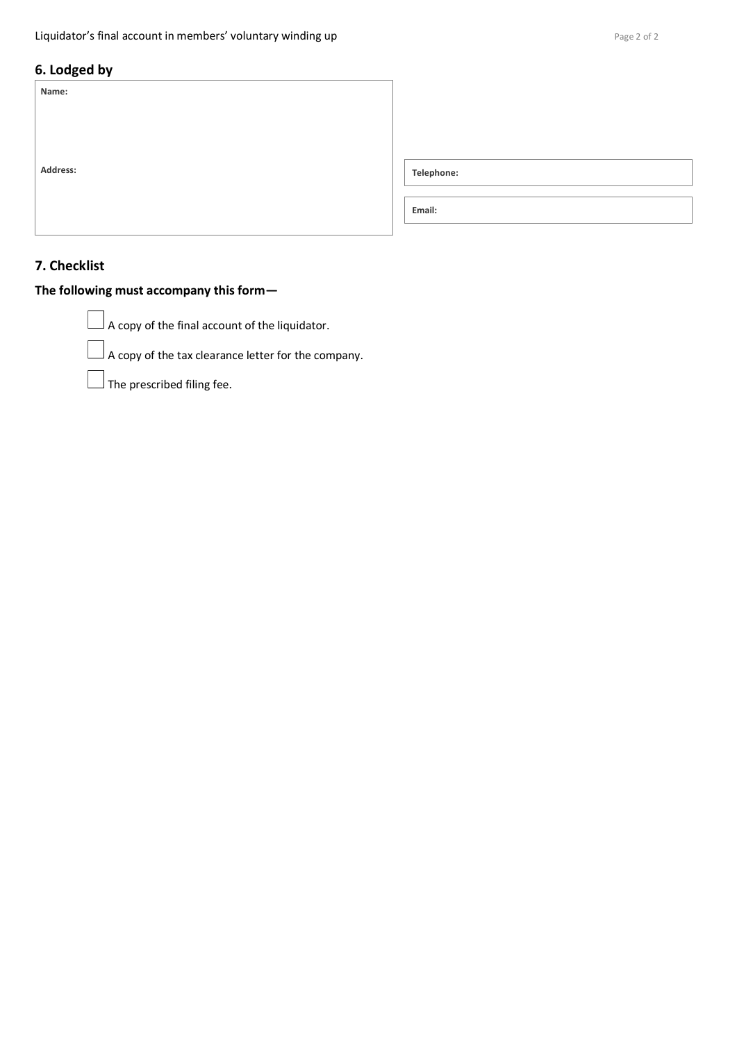## 6. Lodged by

**Name:**

**Address:**

**Telephone:**

**Email:**

## 7. Checklist

### The following must accompany this form—

- [ ] A copy of the final account of the liquidator.
- [ ] A copy of the tax clearance letter for the company.
- [ ] The prescribed filing fee.